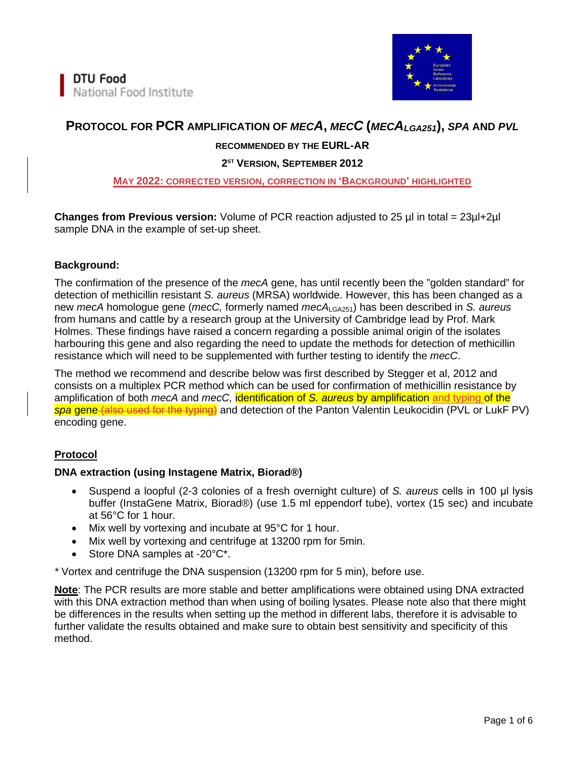DTU Food
National Food Institute

European Union Reference Laboratory Antimicrobial Resistance

# PROTOCOL FOR PCR AMPLIFICATION OF *MECA*, *MECC* (*MECA*$_{LGA251}$), *SPA* AND *PVL*

### RECOMMENDED BY THE EURL-AR

### 2ST VERSION, SEPTEMBER 2012

### MAY 2022: CORRECTED VERSION, CORRECTION IN 'BACKGROUND' HIGHLIGHTED

**Changes from Previous version:** Volume of PCR reaction adjusted to 25 µl in total = 23µl+2µl sample DNA in the example of set-up sheet.

**Background:**

The confirmation of the presence of the *mecA* gene, has until recently been the "golden standard" for detection of methicillin resistant *S. aureus* (MRSA) worldwide. However, this has been changed as a new *mecA* homologue gene (*mecC,* formerly named *mecA*$_{LGA251}$) has been described in *S. aureus* from humans and cattle by a research group at the University of Cambridge lead by Prof. Mark Holmes. These findings have raised a concern regarding a possible animal origin of the isolates harbouring this gene and also regarding the need to update the methods for detection of methicillin resistance which will need to be supplemented with further testing to identify the *mecC*.

The method we recommend and describe below was first described by Stegger et al, 2012 and consists on a multiplex PCR method which can be used for confirmation of methicillin resistance by amplification of both *mecA* and *mecC,* identification of *S. aureus* by amplification and typing of the *spa* gene ~~(also used for the typing)~~ and detection of the Panton Valentin Leukocidin (PVL or LukF PV) encoding gene.

## Protocol

**DNA extraction (using Instagene Matrix, Biorad®)**

- Suspend a loopful (2-3 colonies of a fresh overnight culture) of *S. aureus* cells in 100 µl lysis buffer (InstaGene Matrix, Biorad®) (use 1.5 ml eppendorf tube), vortex (15 sec) and incubate at 56°C for 1 hour.
- Mix well by vortexing and incubate at 95°C for 1 hour.
- Mix well by vortexing and centrifuge at 13200 rpm for 5min.
- Store DNA samples at -20°C*.

\* Vortex and centrifuge the DNA suspension (13200 rpm for 5 min), before use.

**Note**: The PCR results are more stable and better amplifications were obtained using DNA extracted with this DNA extraction method than when using of boiling lysates. Please note also that there might be differences in the results when setting up the method in different labs, therefore it is advisable to further validate the results obtained and make sure to obtain best sensitivity and specificity of this method.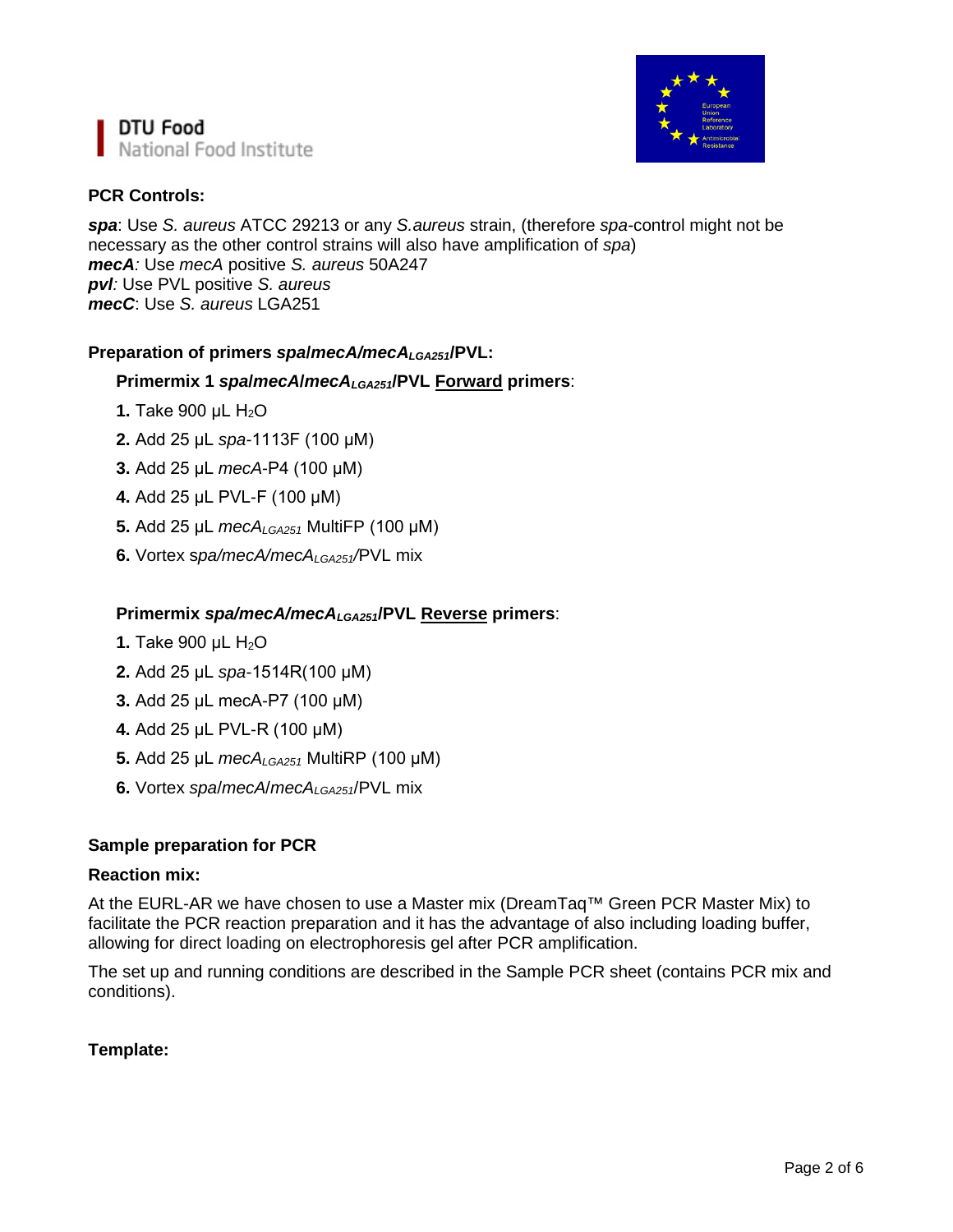**PCR Controls:**

***spa***: Use *S. aureus* ATCC 29213 or any *S.aureus* strain, (therefore *spa*-control might not be necessary as the other control strains will also have amplification of *spa*)
***mecA**:* Use *mecA* positive *S. aureus* 50A247
***pvl**:* Use PVL positive *S. aureus*
***mecC***: Use *S. aureus* LGA251

**Preparation of primers *spa*/*mecA*/*mecA*$_{LGA251}$/PVL:**

**Primermix 1 *spa*/*mecA*/*mecA*$_{LGA251}$/PVL <u>Forward</u> primers**:

1. Take 900 µL $H_2O$
2. Add 25 µL *spa*-1113F (100 µM)
3. Add 25 µL *mecA*-P4 (100 µM)
4. Add 25 µL PVL-F (100 µM)
5. Add 25 µL *mecA*$_{LGA251}$ MultiFP (100 µM)
6. Vortex *spa/mecA/mecA*$_{LGA251}$/PVL mix

**Primermix *spa*/*mecA*/*mecA*$_{LGA251}$/PVL <u>Reverse</u> primers**:

1. Take 900 µL $H_2O$
2. Add 25 µL *spa*-1514R(100 µM)
3. Add 25 µL mecA-P7 (100 µM)
4. Add 25 µL PVL-R (100 µM)
5. Add 25 µL *mecA*$_{LGA251}$ MultiRP (100 µM)
6. Vortex *spa*/*mecA*/*mecA*$_{LGA251}$/PVL mix

**Sample preparation for PCR**

**Reaction mix:**

At the EURL-AR we have chosen to use a Master mix (DreamTaq™ Green PCR Master Mix) to facilitate the PCR reaction preparation and it has the advantage of also including loading buffer, allowing for direct loading on electrophoresis gel after PCR amplification.

The set up and running conditions are described in the Sample PCR sheet (contains PCR mix and conditions).

**Template:**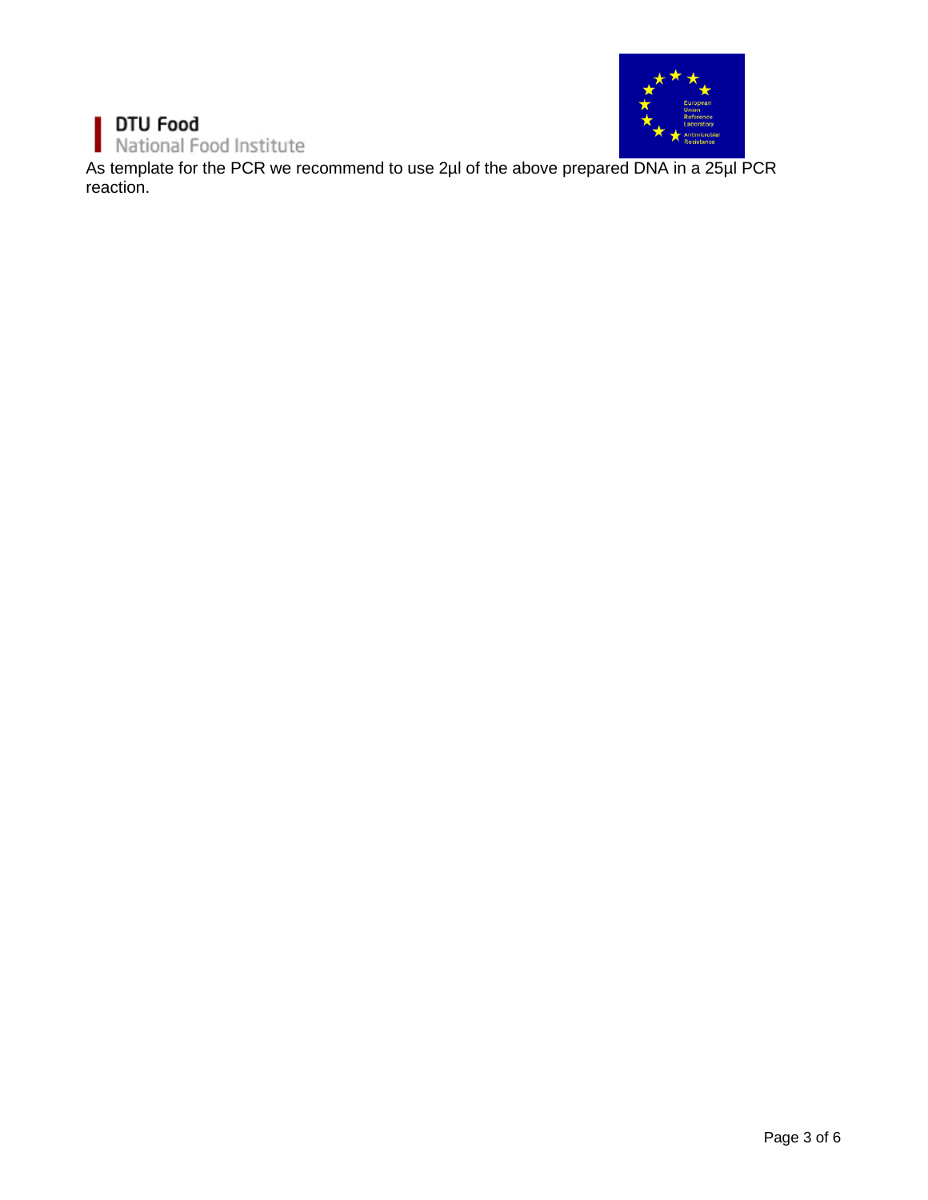As template for the PCR we recommend to use 2µl of the above prepared DNA in a 25µl PCR reaction.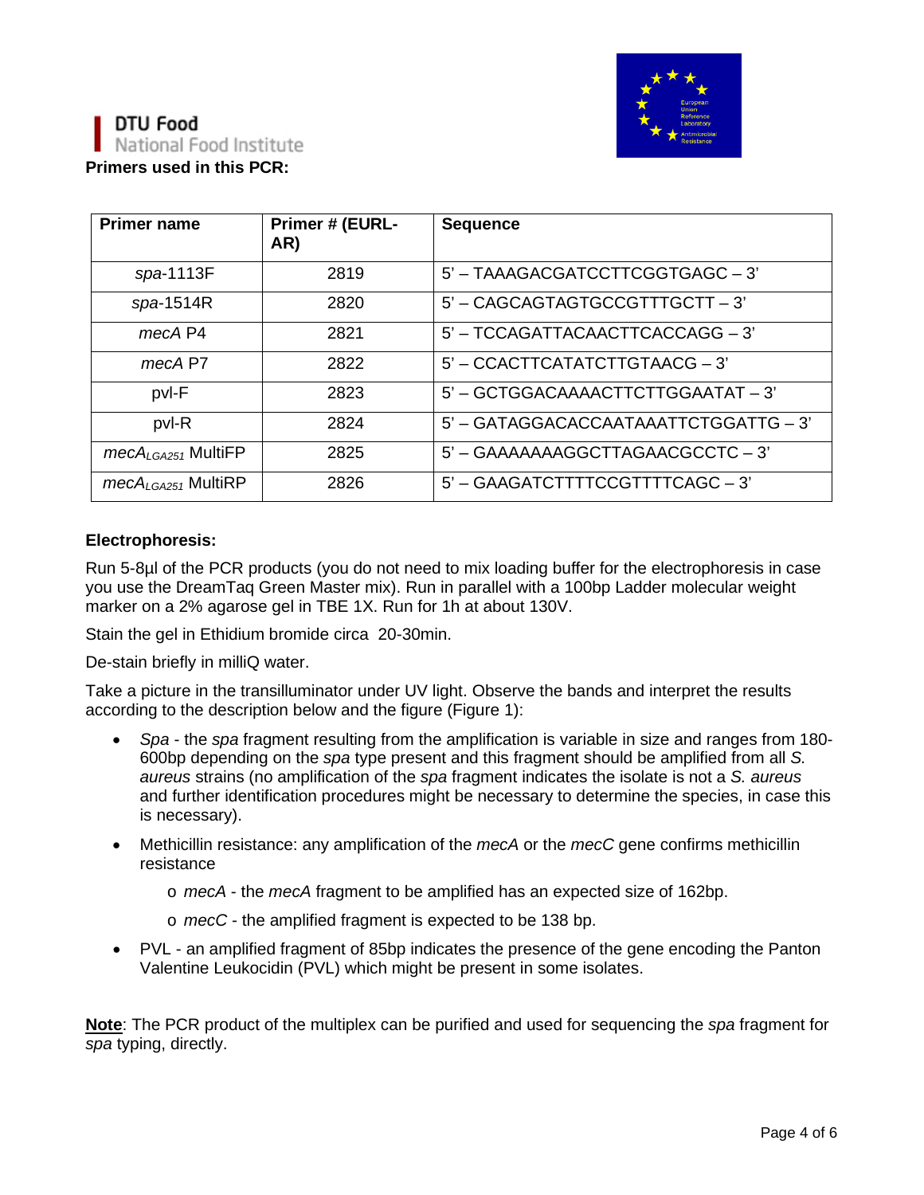**Primers used in this PCR:**

| Primer name | Primer # (EURL-AR) | Sequence |
|---|---|---|
| *spa*-1113F | 2819 | 5' – TAAAGACGATCCTTCGGTGAGC – 3' |
| *spa*-1514R | 2820 | 5' – CAGCAGTAGTGCCGTTTGCTT – 3' |
| *mecA* P4 | 2821 | 5' – TCCAGATTACAACTTCACCAGG – 3' |
| *mecA* P7 | 2822 | 5' – CCACTTCATATCTTGTAACG – 3' |
| pvl-F | 2823 | 5' – GCTGGACAAAACTTCTTGGAATAT – 3' |
| pvl-R | 2824 | 5' – GATAGGACACCAATAAATTCTGGATTG – 3' |
| $mecA_{LGA251}$ MultiFP | 2825 | 5' – GAAAAAAAGGCTTAGAACGCCTC – 3' |
| $mecA_{LGA251}$ MultiRP | 2826 | 5' – GAAGATCTTTTCCGTTTTCAGC – 3' |

**Electrophoresis:**

Run 5-8µl of the PCR products (you do not need to mix loading buffer for the electrophoresis in case you use the DreamTaq Green Master mix). Run in parallel with a 100bp Ladder molecular weight marker on a 2% agarose gel in TBE 1X. Run for 1h at about 130V.

Stain the gel in Ethidium bromide circa 20-30min.

De-stain briefly in milliQ water.

Take a picture in the transilluminator under UV light. Observe the bands and interpret the results according to the description below and the figure (Figure 1):

- *Spa* - the *spa* fragment resulting from the amplification is variable in size and ranges from 180-600bp depending on the *spa* type present and this fragment should be amplified from all *S. aureus* strains (no amplification of the *spa* fragment indicates the isolate is not a *S. aureus* and further identification procedures might be necessary to determine the species, in case this is necessary).
- Methicillin resistance: any amplification of the *mecA* or the *mecC* gene confirms methicillin resistance
  - *mecA* - the *mecA* fragment to be amplified has an expected size of 162bp.
  - *mecC* - the amplified fragment is expected to be 138 bp.
- PVL - an amplified fragment of 85bp indicates the presence of the gene encoding the Panton Valentine Leukocidin (PVL) which might be present in some isolates.

**Note**: The PCR product of the multiplex can be purified and used for sequencing the *spa* fragment for *spa* typing, directly.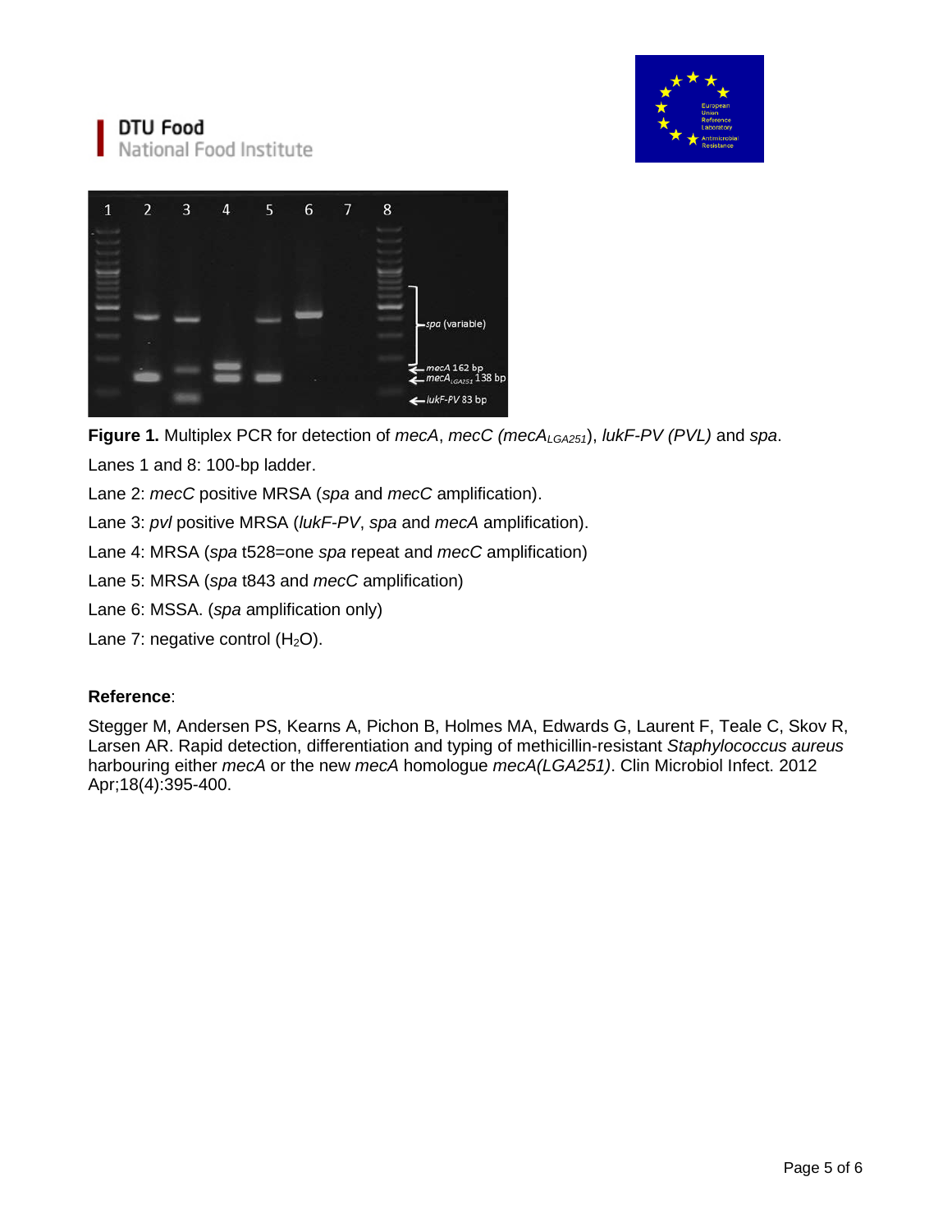**Figure 1.** Multiplex PCR for detection of *mecA*, *mecC (mecA$_{LGA251}$)*, *lukF-PV (PVL)* and *spa*.

Lanes 1 and 8: 100-bp ladder.

Lane 2: *mecC* positive MRSA (*spa* and *mecC* amplification).

Lane 3: *pvl* positive MRSA (*lukF-PV*, *spa* and *mecA* amplification).

Lane 4: MRSA (*spa* t528=one *spa* repeat and *mecC* amplification)

Lane 5: MRSA (*spa* t843 and *mecC* amplification)

Lane 6: MSSA. (*spa* amplification only)

Lane 7: negative control ($H_2O$).

**Reference**:

Stegger M, Andersen PS, Kearns A, Pichon B, Holmes MA, Edwards G, Laurent F, Teale C, Skov R, Larsen AR. Rapid detection, differentiation and typing of methicillin-resistant *Staphylococcus aureus* harbouring either *mecA* or the new *mecA* homologue *mecA(LGA251)*. Clin Microbiol Infect. 2012 Apr;18(4):395-400.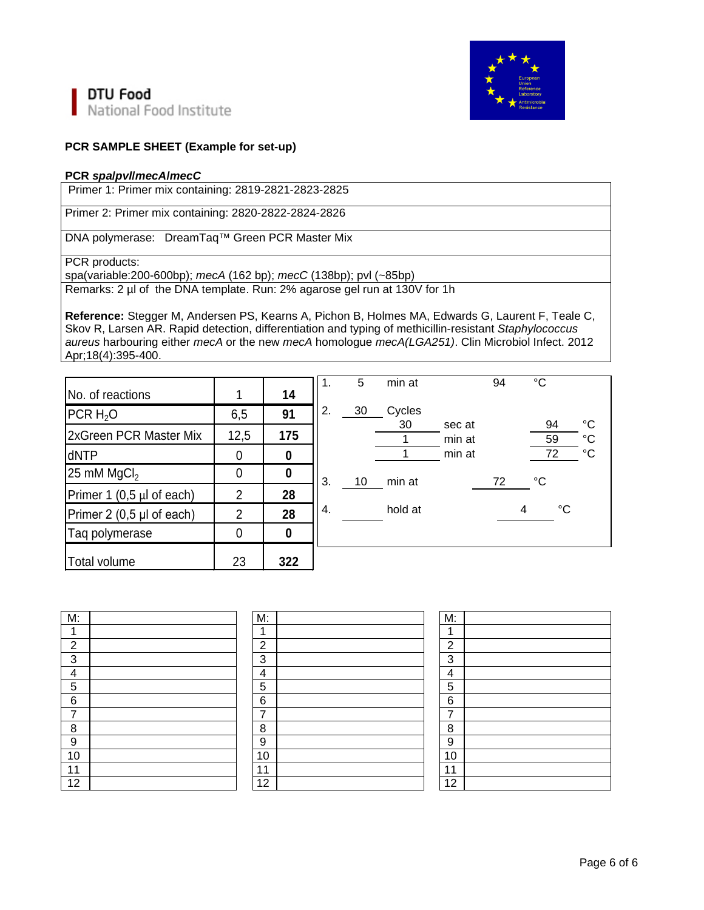DTU Food
National Food Institute

European Union Reference Laboratory Antimicrobial Resistance

**PCR SAMPLE SHEET (Example for set-up)**

**PCR *spa/pvl/mecA/mecC***

| |
|---|
| Primer 1: Primer mix containing: 2819-2821-2823-2825 |
| Primer 2: Primer mix containing: 2820-2822-2824-2826 |
| DNA polymerase: DreamTaq™ Green PCR Master Mix |
| PCR products: spa(variable:200-600bp); *mecA* (162 bp); *mecC* (138bp); pvl (~85bp) |
| Remarks: 2 µl of the DNA template. Run: 2% agarose gel run at 130V for 1h<br><br>**Reference:** Stegger M, Andersen PS, Kearns A, Pichon B, Holmes MA, Edwards G, Laurent F, Teale C, Skov R, Larsen AR. Rapid detection, differentiation and typing of methicillin-resistant *Staphylococcus aureus* harbouring either *mecA* or the new *mecA* homologue *mecA(LGA251)*. Clin Microbiol Infect. 2012 Apr;18(4):395-400. |

| No. of reactions | 1 | **14** |
|---|---|---|
| PCR $H_2O$ | 6,5 | **91** |
| 2xGreen PCR Master Mix | 12,5 | **175** |
| dNTP | 0 | **0** |
| 25 mM $MgCl_2$ | 0 | **0** |
| Primer 1 (0,5 µl of each) | 2 | **28** |
| Primer 2 (0,5 µl of each) | 2 | **28** |
| Taq polymerase | 0 | **0** |
| Total volume | 23 | **322** |

1. 5 min at 94 °C
2. 30 Cycles
   - 30 sec at 94 °C
   - 1 min at 59 °C
   - 1 min at 72 °C
3. 10 min at 72 °C
4. hold at 4 °C

| M: | |
|---|---|
| 1 | |
| 2 | |
| 3 | |
| 4 | |
| 5 | |
| 6 | |
| 7 | |
| 8 | |
| 9 | |
| 10 | |
| 11 | |
| 12 | |

| M: | |
|---|---|
| 1 | |
| 2 | |
| 3 | |
| 4 | |
| 5 | |
| 6 | |
| 7 | |
| 8 | |
| 9 | |
| 10 | |
| 11 | |
| 12 | |

| M: | |
|---|---|
| 1 | |
| 2 | |
| 3 | |
| 4 | |
| 5 | |
| 6 | |
| 7 | |
| 8 | |
| 9 | |
| 10 | |
| 11 | |
| 12 | |